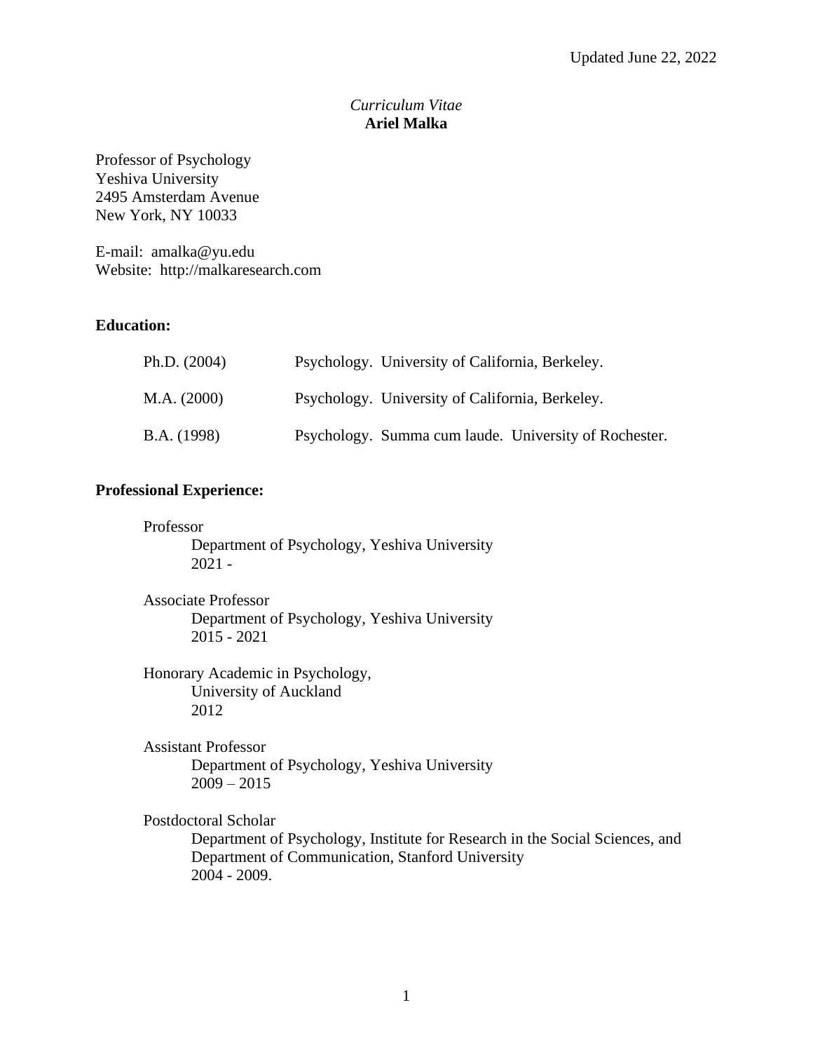Updated June 22, 2022

*Curriculum Vitae*
**Ariel Malka**

Professor of Psychology
Yeshiva University
2495 Amsterdam Avenue
New York, NY 10033

E-mail: amalka@yu.edu
Website: http://malkaresearch.com

**Education:**

| | |
|---|---|
| Ph.D. (2004) | Psychology. University of California, Berkeley. |
| M.A. (2000) | Psychology. University of California, Berkeley. |
| B.A. (1998) | Psychology. Summa cum laude. University of Rochester. |

**Professional Experience:**

Professor
Department of Psychology, Yeshiva University
2021 -

Associate Professor
Department of Psychology, Yeshiva University
2015 - 2021

Honorary Academic in Psychology,
University of Auckland
2012

Assistant Professor
Department of Psychology, Yeshiva University
2009 – 2015

Postdoctoral Scholar
Department of Psychology, Institute for Research in the Social Sciences, and Department of Communication, Stanford University
2004 - 2009.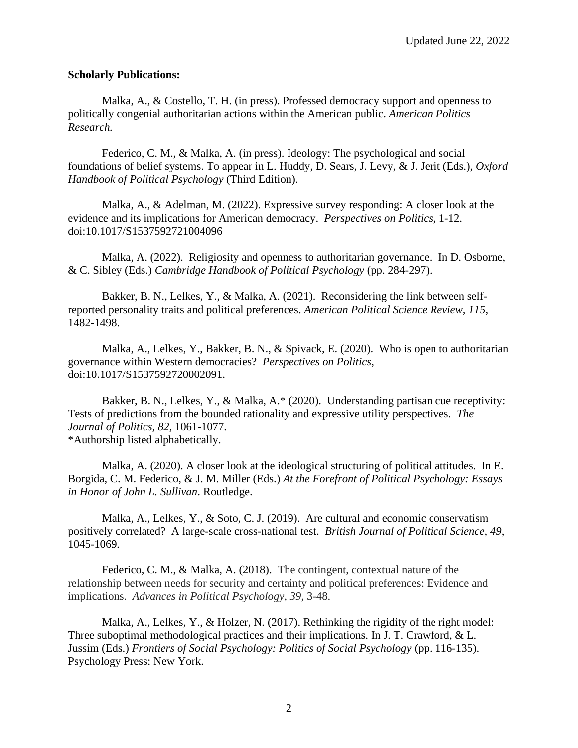**Scholarly Publications:**

Malka, A., & Costello, T. H. (in press). Professed democracy support and openness to politically congenial authoritarian actions within the American public. *American Politics Research.*

Federico, C. M., & Malka, A. (in press). Ideology: The psychological and social foundations of belief systems. To appear in L. Huddy, D. Sears, J. Levy, & J. Jerit (Eds.), *Oxford Handbook of Political Psychology* (Third Edition).

Malka, A., & Adelman, M. (2022). Expressive survey responding: A closer look at the evidence and its implications for American democracy. *Perspectives on Politics*, 1-12. doi:10.1017/S1537592721004096

Malka, A. (2022). Religiosity and openness to authoritarian governance. In D. Osborne, & C. Sibley (Eds.) *Cambridge Handbook of Political Psychology* (pp. 284-297).

Bakker, B. N., Lelkes, Y., & Malka, A. (2021). Reconsidering the link between self-reported personality traits and political preferences. *American Political Science Review, 115*, 1482-1498.

Malka, A., Lelkes, Y., Bakker, B. N., & Spivack, E. (2020). Who is open to authoritarian governance within Western democracies? *Perspectives on Politics*, doi:10.1017/S1537592720002091.

Bakker, B. N., Lelkes, Y., & Malka, A.* (2020). Understanding partisan cue receptivity: Tests of predictions from the bounded rationality and expressive utility perspectives. *The Journal of Politics, 82,* 1061-1077.
*Authorship listed alphabetically.

Malka, A. (2020). A closer look at the ideological structuring of political attitudes. In E. Borgida, C. M. Federico, & J. M. Miller (Eds.) *At the Forefront of Political Psychology: Essays in Honor of John L. Sullivan*. Routledge.

Malka, A., Lelkes, Y., & Soto, C. J. (2019). Are cultural and economic conservatism positively correlated? A large-scale cross-national test. *British Journal of Political Science, 49*, 1045-1069.

Federico, C. M., & Malka, A. (2018). The contingent, contextual nature of the relationship between needs for security and certainty and political preferences: Evidence and implications. *Advances in Political Psychology, 39*, 3-48.

Malka, A., Lelkes, Y., & Holzer, N. (2017). Rethinking the rigidity of the right model: Three suboptimal methodological practices and their implications. In J. T. Crawford, & L. Jussim (Eds.) *Frontiers of Social Psychology: Politics of Social Psychology* (pp. 116-135). Psychology Press: New York.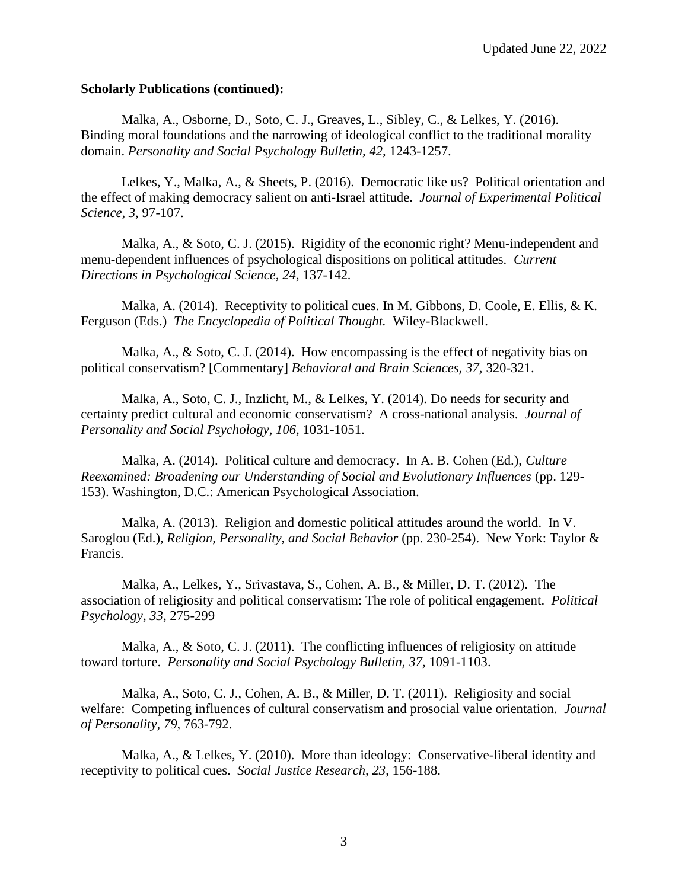**Scholarly Publications (continued):**

Malka, A., Osborne, D., Soto, C. J., Greaves, L., Sibley, C., & Lelkes, Y. (2016). Binding moral foundations and the narrowing of ideological conflict to the traditional morality domain. *Personality and Social Psychology Bulletin, 42,* 1243-1257.

Lelkes, Y., Malka, A., & Sheets, P. (2016). Democratic like us? Political orientation and the effect of making democracy salient on anti-Israel attitude. *Journal of Experimental Political Science, 3*, 97-107.

Malka, A., & Soto, C. J. (2015). Rigidity of the economic right? Menu-independent and menu-dependent influences of psychological dispositions on political attitudes. *Current Directions in Psychological Science, 24*, 137-142.

Malka, A. (2014). Receptivity to political cues. In M. Gibbons, D. Coole, E. Ellis, & K. Ferguson (Eds.) *The Encyclopedia of Political Thought.* Wiley-Blackwell.

Malka, A., & Soto, C. J. (2014). How encompassing is the effect of negativity bias on political conservatism? [Commentary] *Behavioral and Brain Sciences, 37*, 320-321.

Malka, A., Soto, C. J., Inzlicht, M., & Lelkes, Y. (2014). Do needs for security and certainty predict cultural and economic conservatism? A cross-national analysis. *Journal of Personality and Social Psychology, 106,* 1031-1051.

Malka, A. (2014). Political culture and democracy. In A. B. Cohen (Ed.), *Culture Reexamined: Broadening our Understanding of Social and Evolutionary Influences* (pp. 129-153). Washington, D.C.: American Psychological Association.

Malka, A. (2013). Religion and domestic political attitudes around the world. In V. Saroglou (Ed.), *Religion, Personality, and Social Behavior* (pp. 230-254). New York: Taylor & Francis.

Malka, A., Lelkes, Y., Srivastava, S., Cohen, A. B., & Miller, D. T. (2012). The association of religiosity and political conservatism: The role of political engagement. *Political Psychology, 33*, 275-299

Malka, A., & Soto, C. J. (2011). The conflicting influences of religiosity on attitude toward torture. *Personality and Social Psychology Bulletin, 37,* 1091-1103.

Malka, A., Soto, C. J., Cohen, A. B., & Miller, D. T. (2011). Religiosity and social welfare: Competing influences of cultural conservatism and prosocial value orientation. *Journal of Personality, 79,* 763-792.

Malka, A., & Lelkes, Y. (2010). More than ideology: Conservative-liberal identity and receptivity to political cues. *Social Justice Research, 23*, 156-188.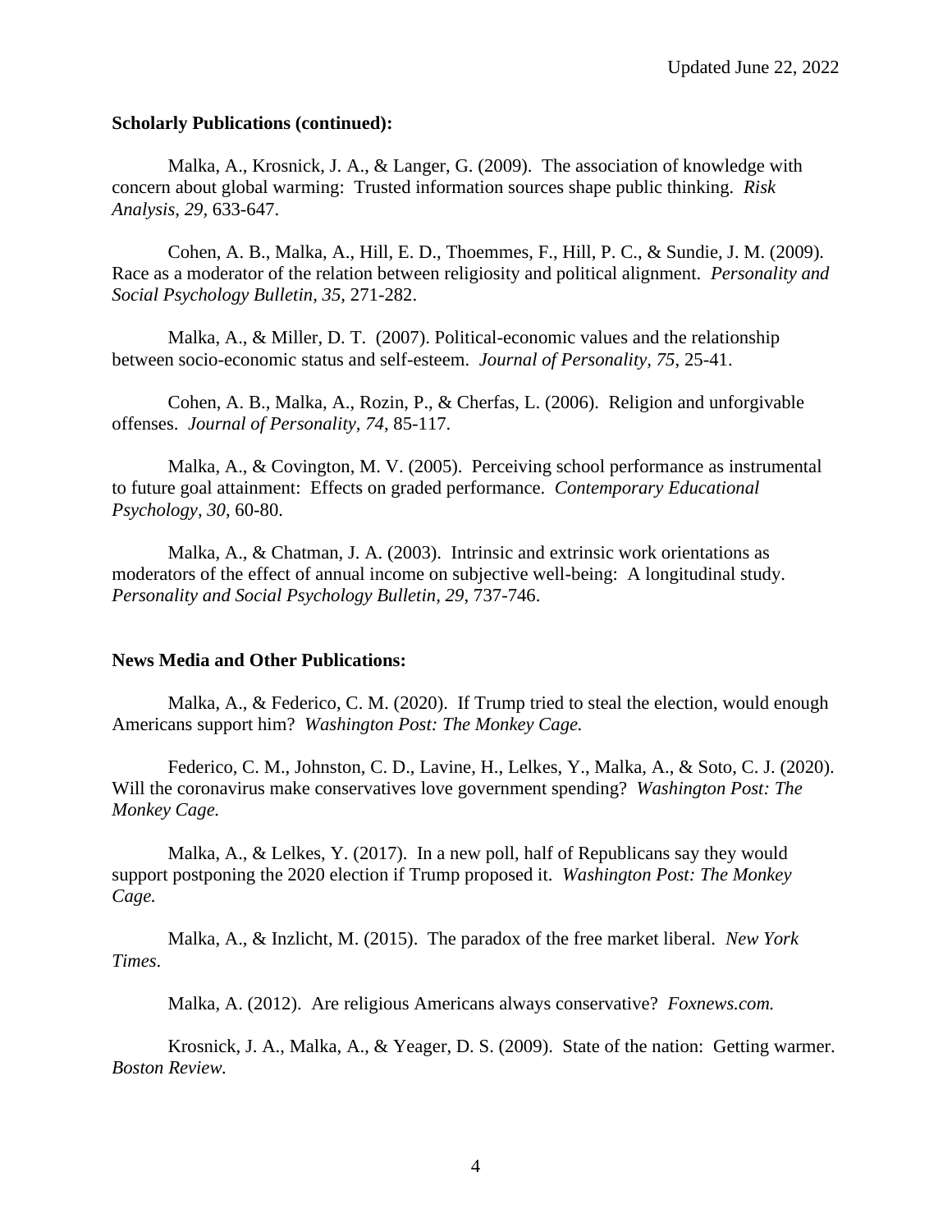**Scholarly Publications (continued):**

Malka, A., Krosnick, J. A., & Langer, G. (2009). The association of knowledge with concern about global warming: Trusted information sources shape public thinking. *Risk Analysis*, *29*, 633-647.

Cohen, A. B., Malka, A., Hill, E. D., Thoemmes, F., Hill, P. C., & Sundie, J. M. (2009). Race as a moderator of the relation between religiosity and political alignment. *Personality and Social Psychology Bulletin, 35*, 271-282.

Malka, A., & Miller, D. T. (2007). Political-economic values and the relationship between socio-economic status and self-esteem. *Journal of Personality, 75*, 25-41.

Cohen, A. B., Malka, A., Rozin, P., & Cherfas, L. (2006). Religion and unforgivable offenses. *Journal of Personality*, *74*, 85-117.

Malka, A., & Covington, M. V. (2005). Perceiving school performance as instrumental to future goal attainment: Effects on graded performance. *Contemporary Educational Psychology, 30*, 60-80.

Malka, A., & Chatman, J. A. (2003). Intrinsic and extrinsic work orientations as moderators of the effect of annual income on subjective well-being: A longitudinal study. *Personality and Social Psychology Bulletin, 29*, 737-746.

**News Media and Other Publications:**

Malka, A., & Federico, C. M. (2020). If Trump tried to steal the election, would enough Americans support him? *Washington Post: The Monkey Cage.*

Federico, C. M., Johnston, C. D., Lavine, H., Lelkes, Y., Malka, A., & Soto, C. J. (2020). Will the coronavirus make conservatives love government spending? *Washington Post: The Monkey Cage.*

Malka, A., & Lelkes, Y. (2017). In a new poll, half of Republicans say they would support postponing the 2020 election if Trump proposed it. *Washington Post: The Monkey Cage.*

Malka, A., & Inzlicht, M. (2015). The paradox of the free market liberal. *New York Times*.

Malka, A. (2012). Are religious Americans always conservative? *Foxnews.com.*

Krosnick, J. A., Malka, A., & Yeager, D. S. (2009). State of the nation: Getting warmer. *Boston Review.*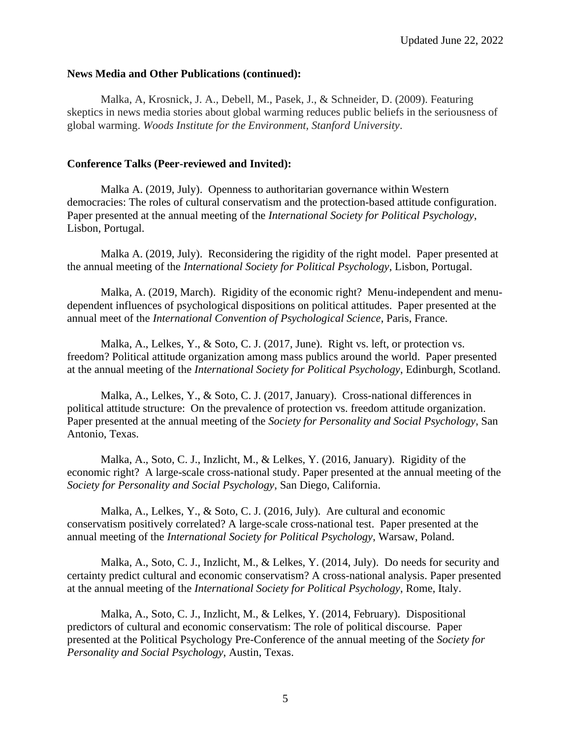**News Media and Other Publications (continued):**

Malka, A, Krosnick, J. A., Debell, M., Pasek, J., & Schneider, D. (2009). Featuring skeptics in news media stories about global warming reduces public beliefs in the seriousness of global warming. *Woods Institute for the Environment, Stanford University*.

**Conference Talks (Peer-reviewed and Invited):**

Malka A. (2019, July). Openness to authoritarian governance within Western democracies: The roles of cultural conservatism and the protection-based attitude configuration. Paper presented at the annual meeting of the *International Society for Political Psychology*, Lisbon, Portugal.

Malka A. (2019, July). Reconsidering the rigidity of the right model. Paper presented at the annual meeting of the *International Society for Political Psychology*, Lisbon, Portugal.

Malka, A. (2019, March). Rigidity of the economic right? Menu-independent and menu-dependent influences of psychological dispositions on political attitudes. Paper presented at the annual meet of the *International Convention of Psychological Science*, Paris, France.

Malka, A., Lelkes, Y., & Soto, C. J. (2017, June). Right vs. left, or protection vs. freedom? Political attitude organization among mass publics around the world. Paper presented at the annual meeting of the *International Society for Political Psychology*, Edinburgh, Scotland.

Malka, A., Lelkes, Y., & Soto, C. J. (2017, January). Cross-national differences in political attitude structure: On the prevalence of protection vs. freedom attitude organization. Paper presented at the annual meeting of the *Society for Personality and Social Psychology*, San Antonio, Texas.

Malka, A., Soto, C. J., Inzlicht, M., & Lelkes, Y. (2016, January). Rigidity of the economic right? A large-scale cross-national study. Paper presented at the annual meeting of the *Society for Personality and Social Psychology*, San Diego, California.

Malka, A., Lelkes, Y., & Soto, C. J. (2016, July). Are cultural and economic conservatism positively correlated? A large-scale cross-national test. Paper presented at the annual meeting of the *International Society for Political Psychology*, Warsaw, Poland.

Malka, A., Soto, C. J., Inzlicht, M., & Lelkes, Y. (2014, July). Do needs for security and certainty predict cultural and economic conservatism? A cross-national analysis. Paper presented at the annual meeting of the *International Society for Political Psychology*, Rome, Italy.

Malka, A., Soto, C. J., Inzlicht, M., & Lelkes, Y. (2014, February). Dispositional predictors of cultural and economic conservatism: The role of political discourse. Paper presented at the Political Psychology Pre-Conference of the annual meeting of the *Society for Personality and Social Psychology*, Austin, Texas.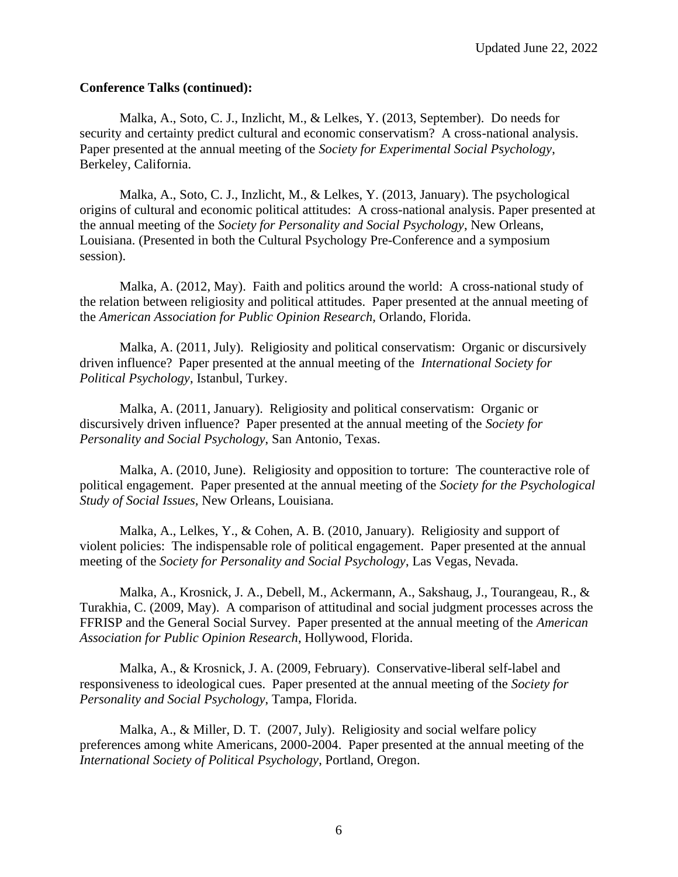**Conference Talks (continued):**

Malka, A., Soto, C. J., Inzlicht, M., & Lelkes, Y. (2013, September). Do needs for security and certainty predict cultural and economic conservatism? A cross-national analysis. Paper presented at the annual meeting of the *Society for Experimental Social Psychology*, Berkeley, California.

Malka, A., Soto, C. J., Inzlicht, M., & Lelkes, Y. (2013, January). The psychological origins of cultural and economic political attitudes: A cross-national analysis. Paper presented at the annual meeting of the *Society for Personality and Social Psychology*, New Orleans, Louisiana. (Presented in both the Cultural Psychology Pre-Conference and a symposium session).

Malka, A. (2012, May). Faith and politics around the world: A cross-national study of the relation between religiosity and political attitudes. Paper presented at the annual meeting of the *American Association for Public Opinion Research,* Orlando, Florida.

Malka, A. (2011, July). Religiosity and political conservatism: Organic or discursively driven influence? Paper presented at the annual meeting of the *International Society for Political Psychology*, Istanbul, Turkey.

Malka, A. (2011, January). Religiosity and political conservatism: Organic or discursively driven influence? Paper presented at the annual meeting of the *Society for Personality and Social Psychology*, San Antonio, Texas.

Malka, A. (2010, June). Religiosity and opposition to torture: The counteractive role of political engagement. Paper presented at the annual meeting of the *Society for the Psychological Study of Social Issues*, New Orleans, Louisiana.

Malka, A., Lelkes, Y., & Cohen, A. B. (2010, January). Religiosity and support of violent policies: The indispensable role of political engagement. Paper presented at the annual meeting of the *Society for Personality and Social Psychology*, Las Vegas, Nevada.

Malka, A., Krosnick, J. A., Debell, M., Ackermann, A., Sakshaug, J., Tourangeau, R., & Turakhia, C. (2009, May). A comparison of attitudinal and social judgment processes across the FFRISP and the General Social Survey. Paper presented at the annual meeting of the *American Association for Public Opinion Research*, Hollywood, Florida.

Malka, A., & Krosnick, J. A. (2009, February). Conservative-liberal self-label and responsiveness to ideological cues. Paper presented at the annual meeting of the *Society for Personality and Social Psychology*, Tampa, Florida.

Malka, A., & Miller, D. T. (2007, July). Religiosity and social welfare policy preferences among white Americans, 2000-2004. Paper presented at the annual meeting of the *International Society of Political Psychology*, Portland, Oregon.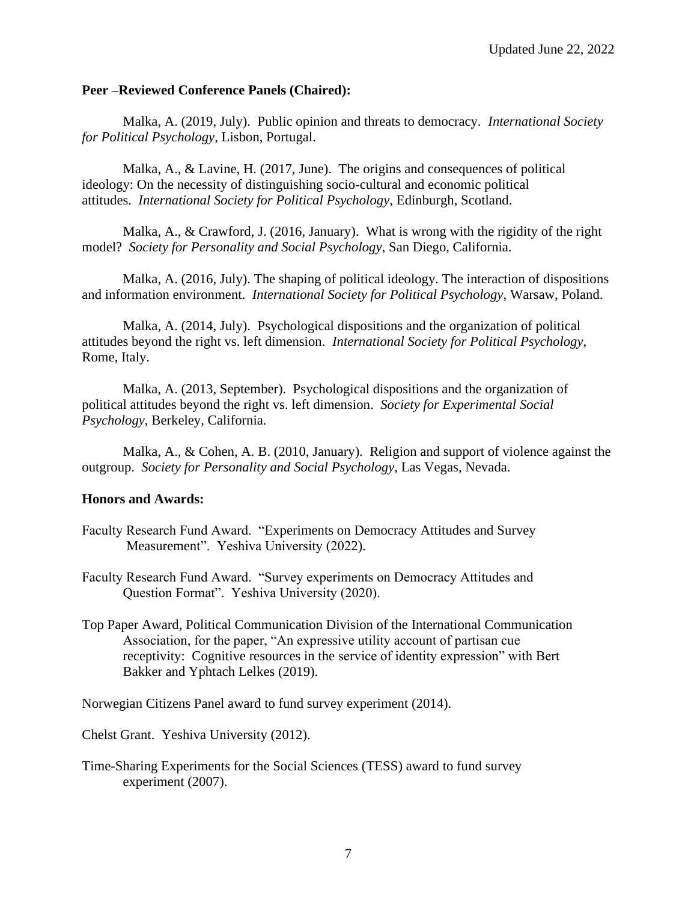**Peer –Reviewed Conference Panels (Chaired):**

Malka, A. (2019, July). Public opinion and threats to democracy. *International Society for Political Psychology*, Lisbon, Portugal.

Malka, A., & Lavine, H. (2017, June). The origins and consequences of political ideology: On the necessity of distinguishing socio-cultural and economic political attitudes. *International Society for Political Psychology*, Edinburgh, Scotland.

Malka, A., & Crawford, J. (2016, January). What is wrong with the rigidity of the right model? *Society for Personality and Social Psychology*, San Diego, California.

Malka, A. (2016, July). The shaping of political ideology. The interaction of dispositions and information environment. *International Society for Political Psychology*, Warsaw, Poland.

Malka, A. (2014, July). Psychological dispositions and the organization of political attitudes beyond the right vs. left dimension. *International Society for Political Psychology*, Rome, Italy.

Malka, A. (2013, September). Psychological dispositions and the organization of political attitudes beyond the right vs. left dimension. *Society for Experimental Social Psychology*, Berkeley, California.

Malka, A., & Cohen, A. B. (2010, January). Religion and support of violence against the outgroup. *Society for Personality and Social Psychology*, Las Vegas, Nevada.

**Honors and Awards:**

Faculty Research Fund Award. "Experiments on Democracy Attitudes and Survey Measurement". Yeshiva University (2022).

Faculty Research Fund Award. "Survey experiments on Democracy Attitudes and Question Format". Yeshiva University (2020).

Top Paper Award, Political Communication Division of the International Communication Association, for the paper, "An expressive utility account of partisan cue receptivity: Cognitive resources in the service of identity expression" with Bert Bakker and Yphtach Lelkes (2019).

Norwegian Citizens Panel award to fund survey experiment (2014).

Chelst Grant. Yeshiva University (2012).

Time-Sharing Experiments for the Social Sciences (TESS) award to fund survey experiment (2007).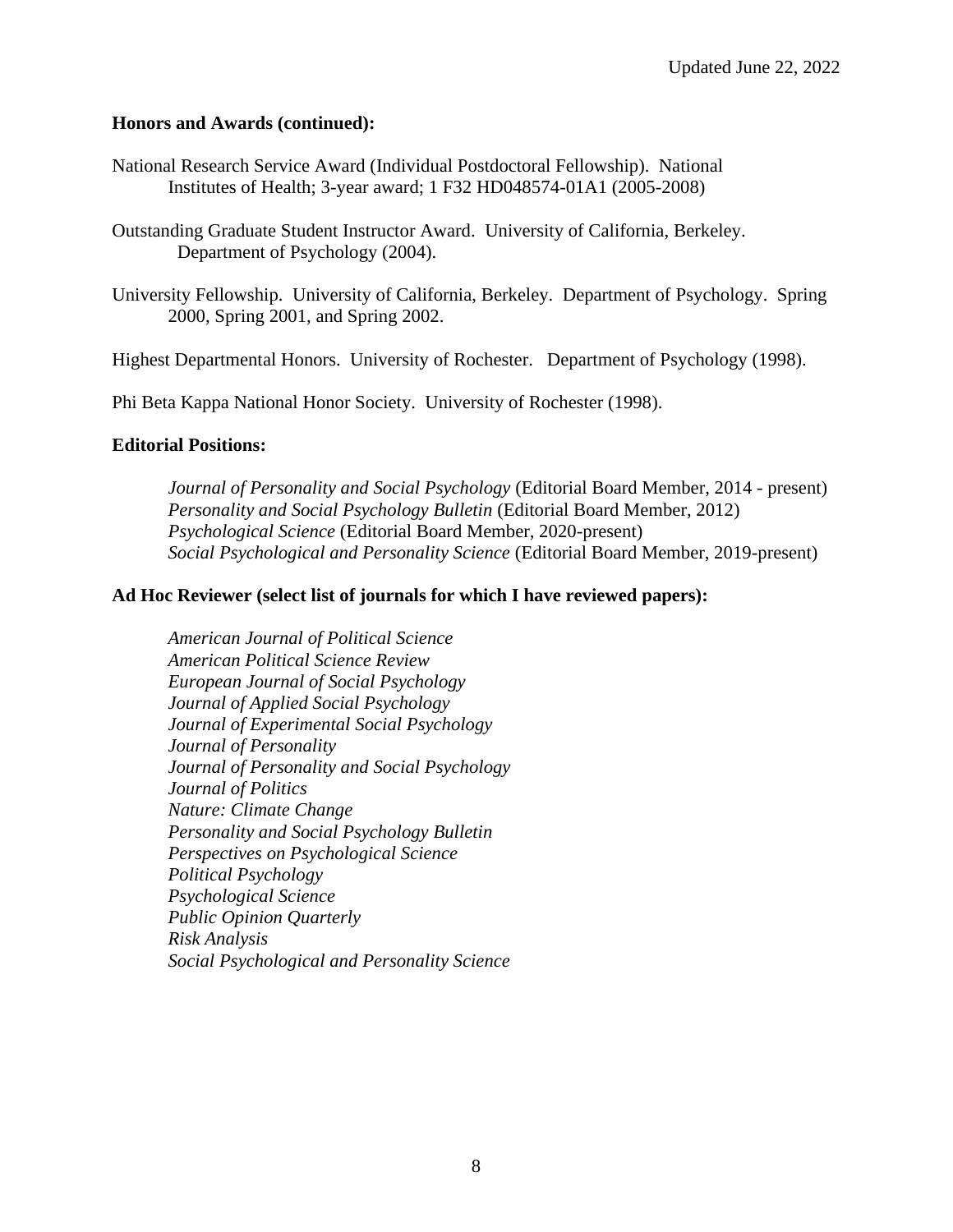**Honors and Awards (continued):**

National Research Service Award (Individual Postdoctoral Fellowship). National Institutes of Health; 3-year award; 1 F32 HD048574-01A1 (2005-2008)

Outstanding Graduate Student Instructor Award. University of California, Berkeley. Department of Psychology (2004).

University Fellowship. University of California, Berkeley. Department of Psychology. Spring 2000, Spring 2001, and Spring 2002.

Highest Departmental Honors. University of Rochester. Department of Psychology (1998).

Phi Beta Kappa National Honor Society. University of Rochester (1998).

**Editorial Positions:**

*Journal of Personality and Social Psychology* (Editorial Board Member, 2014 - present)
*Personality and Social Psychology Bulletin* (Editorial Board Member, 2012)
*Psychological Science* (Editorial Board Member, 2020-present)
*Social Psychological and Personality Science* (Editorial Board Member, 2019-present)

**Ad Hoc Reviewer (select list of journals for which I have reviewed papers):**

*American Journal of Political Science*
*American Political Science Review*
*European Journal of Social Psychology*
*Journal of Applied Social Psychology*
*Journal of Experimental Social Psychology*
*Journal of Personality*
*Journal of Personality and Social Psychology*
*Journal of Politics*
*Nature: Climate Change*
*Personality and Social Psychology Bulletin*
*Perspectives on Psychological Science*
*Political Psychology*
*Psychological Science*
*Public Opinion Quarterly*
*Risk Analysis*
*Social Psychological and Personality Science*